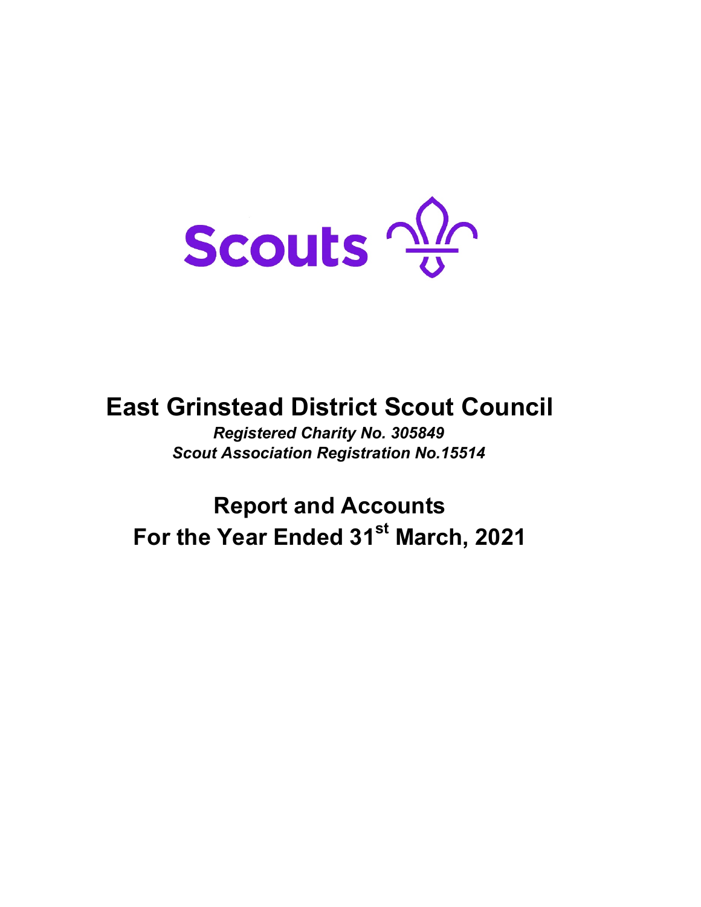Scouts

# East Grinstead District Scout Council

***Registered Charity No. 305849***
***Scout Association Registration No.15514***

## Report and Accounts
## For the Year Ended 31st March, 2021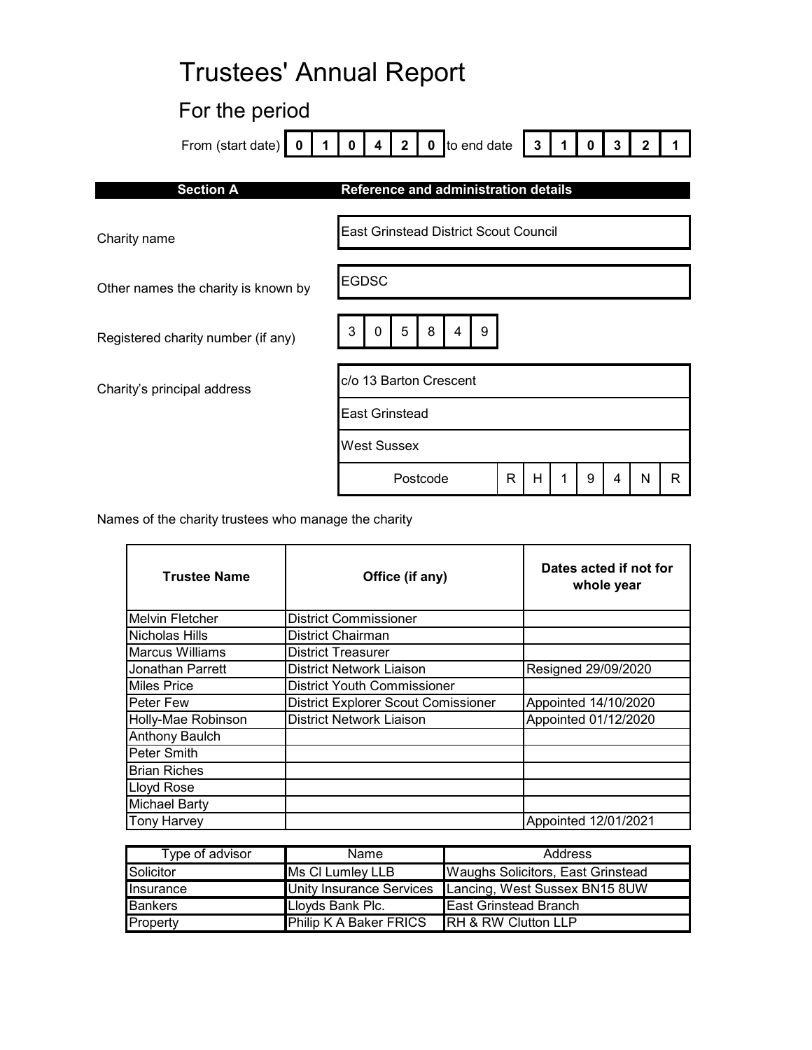# Trustees' Annual Report

## For the period

From (start date) 0 1 0 4 2 0 to end date 3 1 0 3 2 1

| Section A | Reference and administration details |
|---|---|

Charity name: East Grinstead District Scout Council

Other names the charity is known by: EGDSC

Registered charity number (if any): 3 0 5 8 4 9

Charity's principal address:
c/o 13 Barton Crescent
East Grinstead
West Sussex
Postcode: R H 1 9 4 N R

Names of the charity trustees who manage the charity

| Trustee Name | Office (if any) | Dates acted if not for whole year |
|---|---|---|
| Melvin Fletcher | District Commissioner | |
| Nicholas Hills | District Chairman | |
| Marcus Williams | District Treasurer | |
| Jonathan Parrett | District Network Liaison | Resigned 29/09/2020 |
| Miles Price | District Youth Commissioner | |
| Peter Few | District Explorer Scout Comissioner | Appointed 14/10/2020 |
| Holly-Mae Robinson | District Network Liaison | Appointed 01/12/2020 |
| Anthony Baulch | | |
| Peter Smith | | |
| Brian Riches | | |
| Lloyd Rose | | |
| Michael Barty | | |
| Tony Harvey | | Appointed 12/01/2021 |

| Type of advisor | Name | Address |
|---|---|---|
| Solicitor | Ms Cl Lumley LLB | Waughs Solicitors, East Grinstead |
| Insurance | Unity Insurance Services | Lancing, West Sussex BN15 8UW |
| Bankers | Lloyds Bank Plc. | East Grinstead Branch |
| Property | Philip K A Baker FRICS | RH & RW Clutton LLP |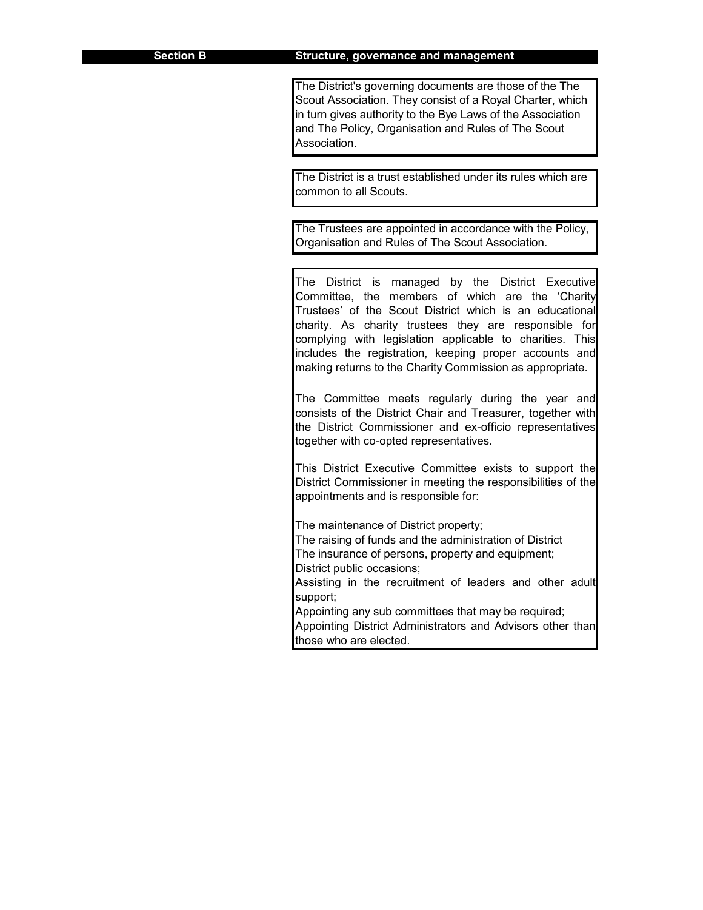## Section B Structure, governance and management

The District's governing documents are those of the The Scout Association. They consist of a Royal Charter, which in turn gives authority to the Bye Laws of the Association and The Policy, Organisation and Rules of The Scout Association.

The District is a trust established under its rules which are common to all Scouts.

The Trustees are appointed in accordance with the Policy, Organisation and Rules of The Scout Association.

The District is managed by the District Executive Committee, the members of which are the 'Charity Trustees' of the Scout District which is an educational charity. As charity trustees they are responsible for complying with legislation applicable to charities. This includes the registration, keeping proper accounts and making returns to the Charity Commission as appropriate.

The Committee meets regularly during the year and consists of the District Chair and Treasurer, together with the District Commissioner and ex-officio representatives together with co-opted representatives.

This District Executive Committee exists to support the District Commissioner in meeting the responsibilities of the appointments and is responsible for:

The maintenance of District property;
The raising of funds and the administration of District
The insurance of persons, property and equipment;
District public occasions;
Assisting in the recruitment of leaders and other adult support;
Appointing any sub committees that may be required;
Appointing District Administrators and Advisors other than those who are elected.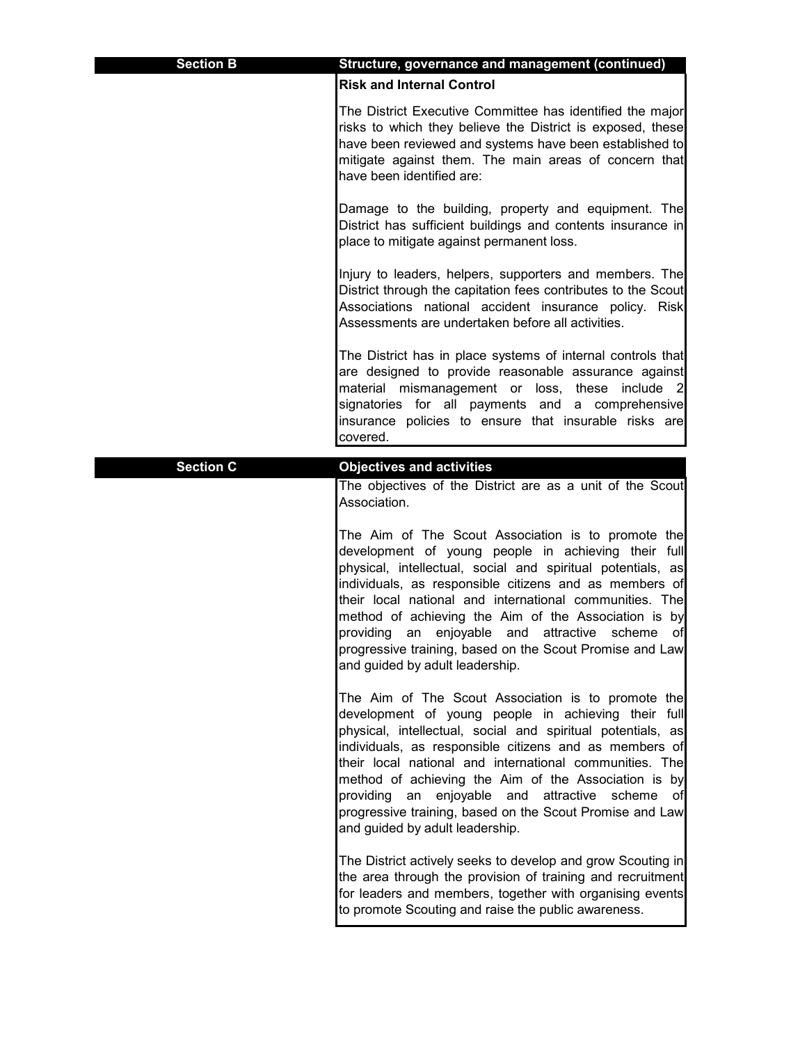## Section B — Structure, governance and management (continued)

### Risk and Internal Control

The District Executive Committee has identified the major risks to which they believe the District is exposed, these have been reviewed and systems have been established to mitigate against them. The main areas of concern that have been identified are:

Damage to the building, property and equipment. The District has sufficient buildings and contents insurance in place to mitigate against permanent loss.

Injury to leaders, helpers, supporters and members. The District through the capitation fees contributes to the Scout Associations national accident insurance policy. Risk Assessments are undertaken before all activities.

The District has in place systems of internal controls that are designed to provide reasonable assurance against material mismanagement or loss, these include 2 signatories for all payments and a comprehensive insurance policies to ensure that insurable risks are covered.

## Section C — Objectives and activities

The objectives of the District are as a unit of the Scout Association.

The Aim of The Scout Association is to promote the development of young people in achieving their full physical, intellectual, social and spiritual potentials, as individuals, as responsible citizens and as members of their local national and international communities. The method of achieving the Aim of the Association is by providing an enjoyable and attractive scheme of progressive training, based on the Scout Promise and Law and guided by adult leadership.

The Aim of The Scout Association is to promote the development of young people in achieving their full physical, intellectual, social and spiritual potentials, as individuals, as responsible citizens and as members of their local national and international communities. The method of achieving the Aim of the Association is by providing an enjoyable and attractive scheme of progressive training, based on the Scout Promise and Law and guided by adult leadership.

The District actively seeks to develop and grow Scouting in the area through the provision of training and recruitment for leaders and members, together with organising events to promote Scouting and raise the public awareness.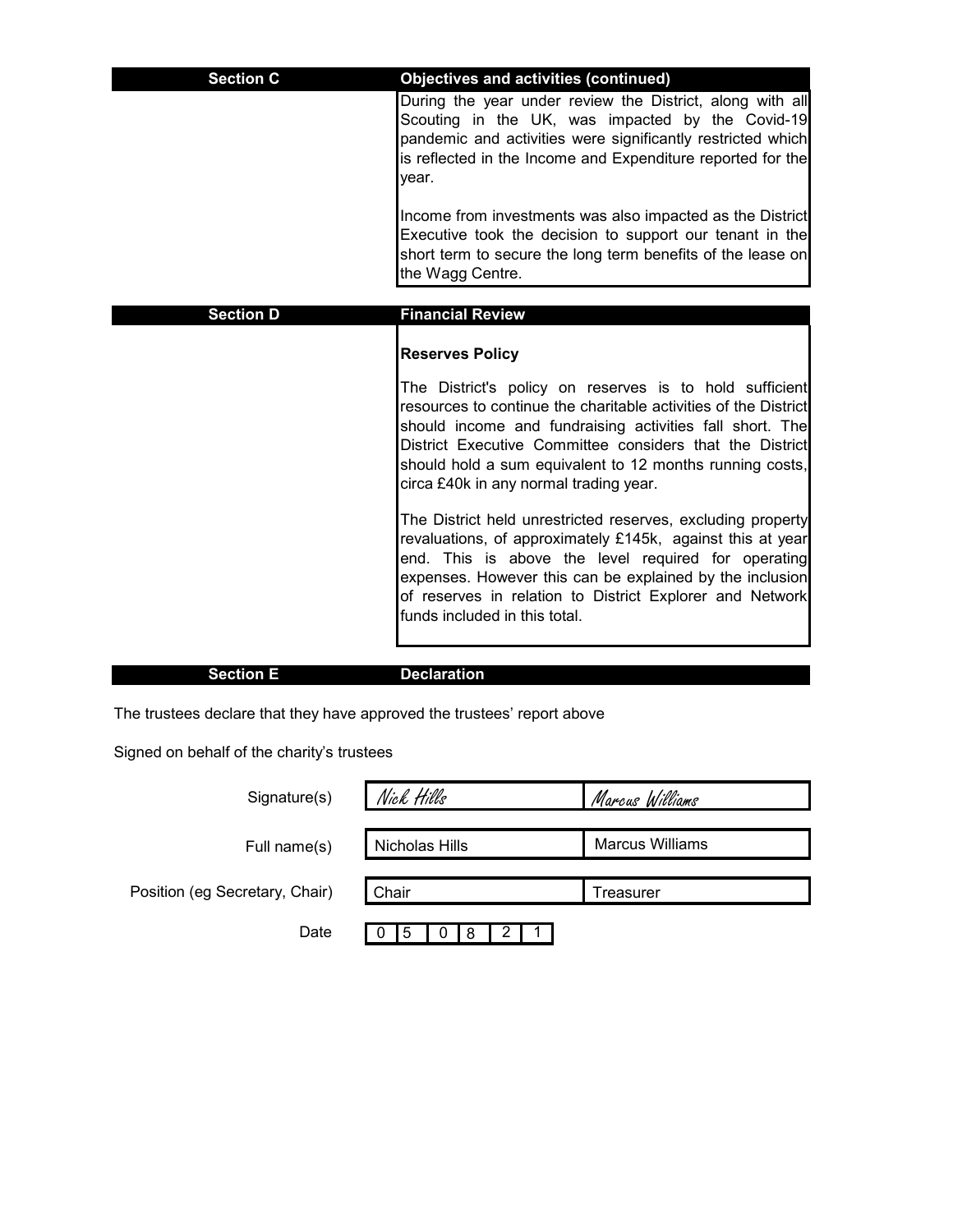## Section C — Objectives and activities (continued)

During the year under review the District, along with all Scouting in the UK, was impacted by the Covid-19 pandemic and activities were significantly restricted which is reflected in the Income and Expenditure reported for the year.

Income from investments was also impacted as the District Executive took the decision to support our tenant in the short term to secure the long term benefits of the lease on the Wagg Centre.

## Section D — Financial Review

**Reserves Policy**

The District's policy on reserves is to hold sufficient resources to continue the charitable activities of the District should income and fundraising activities fall short. The District Executive Committee considers that the District should hold a sum equivalent to 12 months running costs, circa £40k in any normal trading year.

The District held unrestricted reserves, excluding property revaluations, of approximately £145k, against this at year end. This is above the level required for operating expenses. However this can be explained by the inclusion of reserves in relation to District Explorer and Network funds included in this total.

## Section E — Declaration

The trustees declare that they have approved the trustees' report above

Signed on behalf of the charity's trustees

| | | |
|---|---|---|
| Signature(s) | *Nick Hills* | *Marcus Williams* |
| Full name(s) | Nicholas Hills | Marcus Williams |
| Position (eg Secretary, Chair) | Chair | Treasurer |
| Date | 05 08 21 | |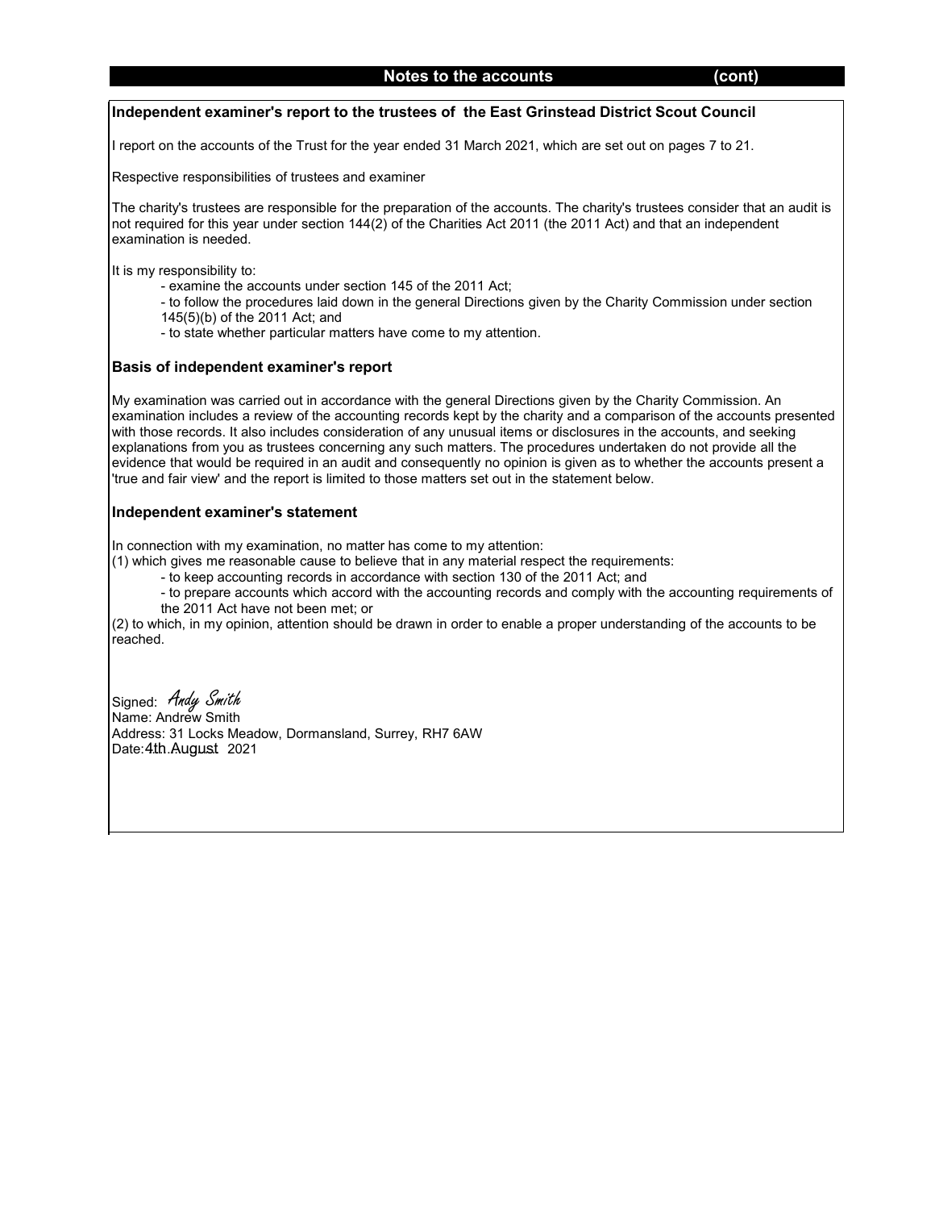## Notes to the accounts (cont)

### Independent examiner's report to the trustees of the East Grinstead District Scout Council

I report on the accounts of the Trust for the year ended 31 March 2021, which are set out on pages 7 to 21.

Respective responsibilities of trustees and examiner

The charity's trustees are responsible for the preparation of the accounts. The charity's trustees consider that an audit is not required for this year under section 144(2) of the Charities Act 2011 (the 2011 Act) and that an independent examination is needed.

It is my responsibility to:

- examine the accounts under section 145 of the 2011 Act;
- to follow the procedures laid down in the general Directions given by the Charity Commission under section 145(5)(b) of the 2011 Act; and
- to state whether particular matters have come to my attention.

### Basis of independent examiner's report

My examination was carried out in accordance with the general Directions given by the Charity Commission. An examination includes a review of the accounting records kept by the charity and a comparison of the accounts presented with those records. It also includes consideration of any unusual items or disclosures in the accounts, and seeking explanations from you as trustees concerning any such matters. The procedures undertaken do not provide all the evidence that would be required in an audit and consequently no opinion is given as to whether the accounts present a 'true and fair view' and the report is limited to those matters set out in the statement below.

### Independent examiner's statement

In connection with my examination, no matter has come to my attention:

(1) which gives me reasonable cause to believe that in any material respect the requirements:

- to keep accounting records in accordance with section 130 of the 2011 Act; and
- to prepare accounts which accord with the accounting records and comply with the accounting requirements of the 2011 Act have not been met; or

(2) to which, in my opinion, attention should be drawn in order to enable a proper understanding of the accounts to be reached.

Signed: *Andy Smith*
Name: Andrew Smith
Address: 31 Locks Meadow, Dormansland, Surrey, RH7 6AW
Date: 4th August 2021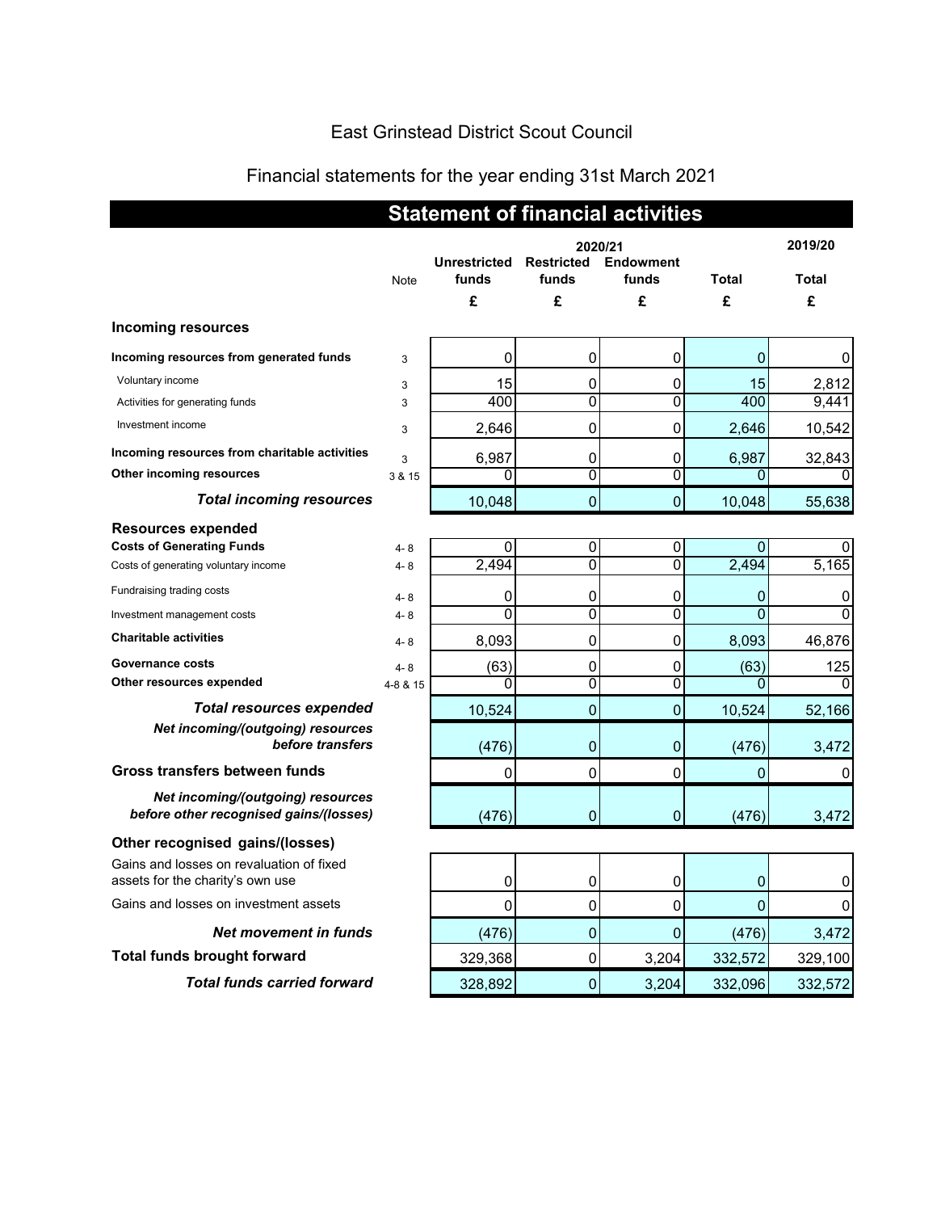East Grinstead District Scout Council

Financial statements for the year ending 31st March 2021

## Statement of financial activities

| | Note | 2020/21 Unrestricted funds £ | Restricted funds £ | Endowment funds £ | Total £ | 2019/20 Total £ |
|---|---|---|---|---|---|---|
| **Incoming resources** | | | | | | |
| **Incoming resources from generated funds** | 3 | 0 | 0 | 0 | 0 | 0 |
| Voluntary income | 3 | 15 | 0 | 0 | 15 | 2,812 |
| Activities for generating funds | 3 | 400 | 0 | 0 | 400 | 9,441 |
| Investment income | 3 | 2,646 | 0 | 0 | 2,646 | 10,542 |
| **Incoming resources from charitable activities** | 3 | 6,987 | 0 | 0 | 6,987 | 32,843 |
| **Other incoming resources** | 3 & 15 | 0 | 0 | 0 | 0 | 0 |
| ***Total incoming resources*** | | 10,048 | 0 | 0 | 10,048 | 55,638 |
| **Resources expended** | | | | | | |
| **Costs of Generating Funds** | 4- 8 | 0 | 0 | 0 | 0 | 0 |
| Costs of generating voluntary income | 4- 8 | 2,494 | 0 | 0 | 2,494 | 5,165 |
| Fundraising trading costs | 4- 8 | 0 | 0 | 0 | 0 | 0 |
| Investment management costs | 4- 8 | 0 | 0 | 0 | 0 | 0 |
| **Charitable activities** | 4- 8 | 8,093 | 0 | 0 | 8,093 | 46,876 |
| **Governance costs** | 4- 8 | (63) | 0 | 0 | (63) | 125 |
| **Other resources expended** | 4-8 & 15 | 0 | 0 | 0 | 0 | 0 |
| ***Total resources expended*** | | 10,524 | 0 | 0 | 10,524 | 52,166 |
| ***Net incoming/(outgoing) resources before transfers*** | | (476) | 0 | 0 | (476) | 3,472 |
| **Gross transfers between funds** | | 0 | 0 | 0 | 0 | 0 |
| ***Net incoming/(outgoing) resources before other recognised gains/(losses)*** | | (476) | 0 | 0 | (476) | 3,472 |
| **Other recognised gains/(losses)** | | | | | | |
| Gains and losses on revaluation of fixed assets for the charity's own use | | 0 | 0 | 0 | 0 | 0 |
| Gains and losses on investment assets | | 0 | 0 | 0 | 0 | 0 |
| ***Net movement in funds*** | | (476) | 0 | 0 | (476) | 3,472 |
| **Total funds brought forward** | | 329,368 | 0 | 3,204 | 332,572 | 329,100 |
| ***Total funds carried forward*** | | 328,892 | 0 | 3,204 | 332,096 | 332,572 |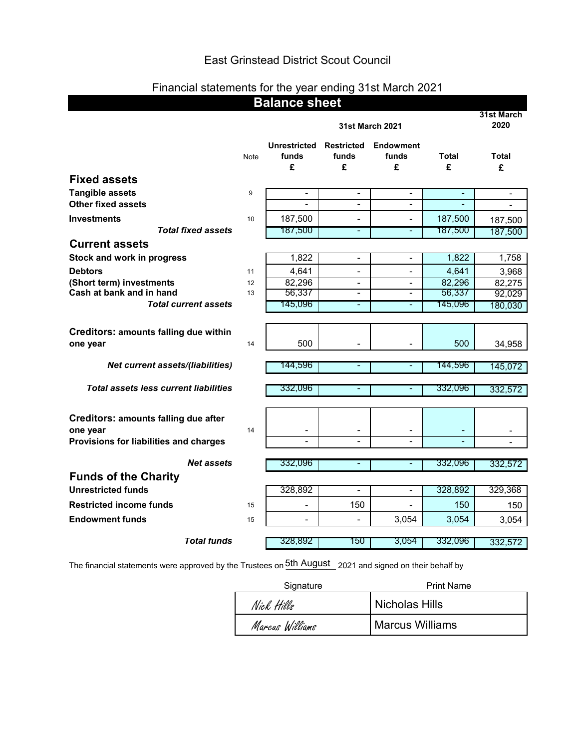# East Grinstead District Scout Council

## Financial statements for the year ending 31st March 2021

## Balance sheet

| | Note | 31st March 2021 | | | | 31st March 2020 |
|---|---|---|---|---|---|---|
| | | Unrestricted funds £ | Restricted funds £ | Endowment funds £ | Total £ | Total £ |
| **Fixed assets** | | | | | | |
| **Tangible assets** | 9 | - | - | - | - | - |
| **Other fixed assets** | | - | - | - | - | - |
| **Investments** | 10 | 187,500 | - | - | 187,500 | 187,500 |
| ***Total fixed assets*** | | 187,500 | - | - | 187,500 | 187,500 |
| **Current assets** | | | | | | |
| **Stock and work in progress** | | 1,822 | - | - | 1,822 | 1,758 |
| **Debtors** | 11 | 4,641 | - | - | 4,641 | 3,968 |
| **(Short term) investments** | 12 | 82,296 | - | - | 82,296 | 82,275 |
| **Cash at bank and in hand** | 13 | 56,337 | - | - | 56,337 | 92,029 |
| ***Total current assets*** | | 145,096 | - | - | 145,096 | 180,030 |
| **Creditors:** amounts falling due within one year | 14 | 500 | - | - | 500 | 34,958 |
| ***Net current assets/(liabilities)*** | | 144,596 | - | - | 144,596 | 145,072 |
| ***Total assets less current liabilities*** | | 332,096 | - | - | 332,096 | 332,572 |
| **Creditors:** amounts falling due after one year | 14 | - | - | - | - | - |
| **Provisions for liabilities and charges** | | - | - | - | - | - |
| ***Net assets*** | | 332,096 | - | - | 332,096 | 332,572 |
| **Funds of the Charity** | | | | | | |
| **Unrestricted funds** | | 328,892 | - | - | 328,892 | 329,368 |
| **Restricted income funds** | 15 | - | 150 | - | 150 | 150 |
| **Endowment funds** | 15 | - | - | 3,054 | 3,054 | 3,054 |
| ***Total funds*** | | 328,892 | 150 | 3,054 | 332,096 | 332,572 |

The financial statements were approved by the Trustees on 5th August 2021 and signed on their behalf by

| Signature | Print Name |
|---|---|
| Nick Hills | Nicholas Hills |
| Marcus Williams | Marcus Williams |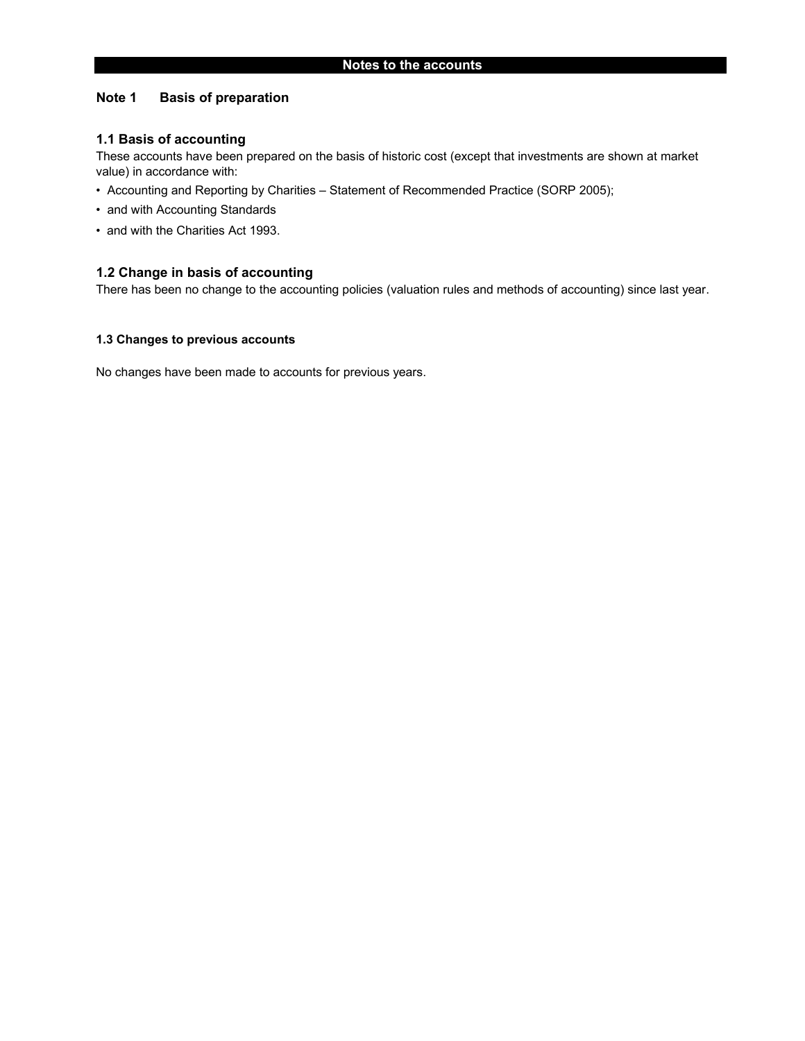# Notes to the accounts

## Note 1 Basis of preparation

### 1.1 Basis of accounting

These accounts have been prepared on the basis of historic cost (except that investments are shown at market value) in accordance with:

- Accounting and Reporting by Charities – Statement of Recommended Practice (SORP 2005);
- and with Accounting Standards
- and with the Charities Act 1993.

### 1.2 Change in basis of accounting

There has been no change to the accounting policies (valuation rules and methods of accounting) since last year.

#### 1.3 Changes to previous accounts

No changes have been made to accounts for previous years.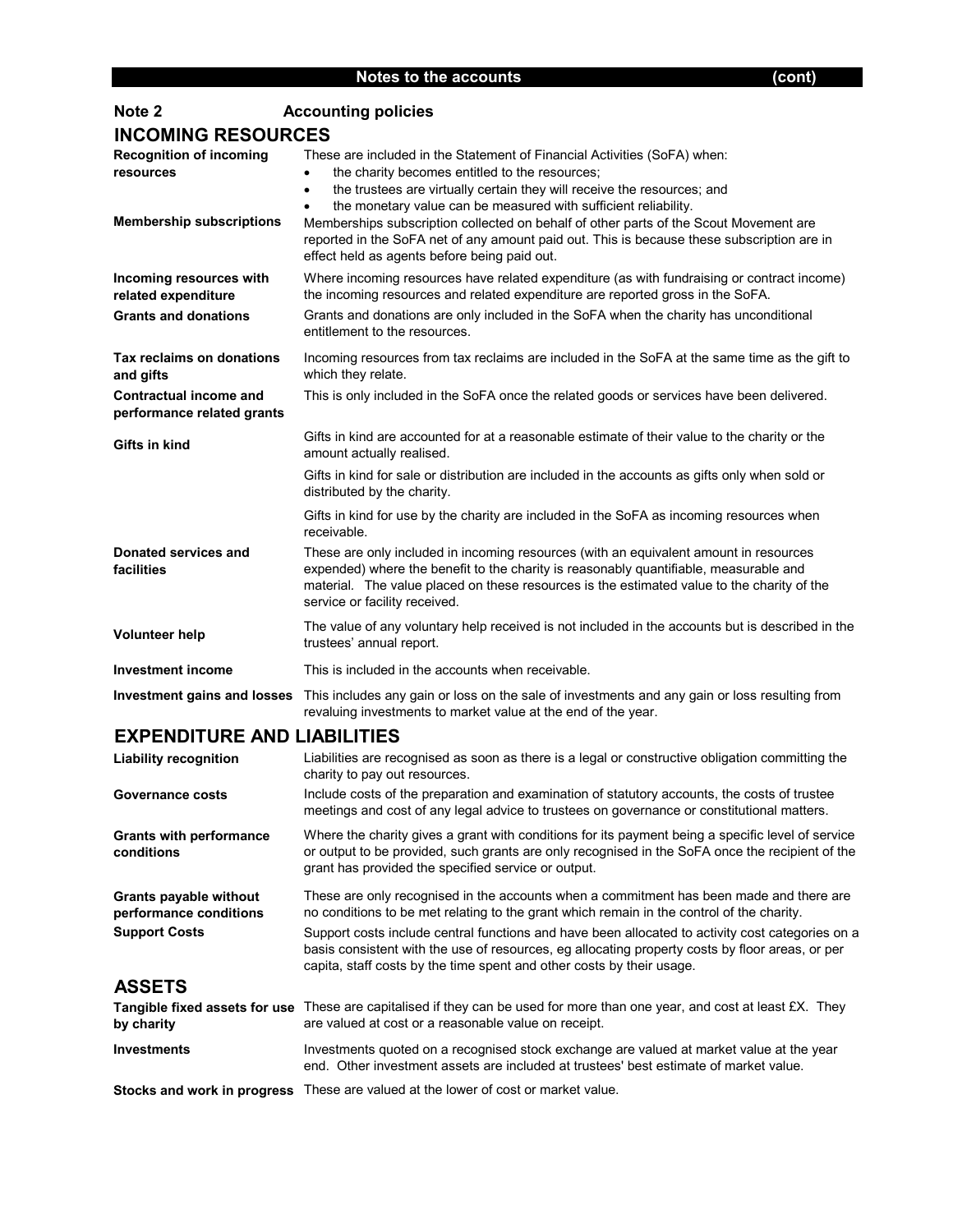## Notes to the accounts (cont)

### Note 2 Accounting policies

## INCOMING RESOURCES

| | |
|---|---|
| **Recognition of incoming resources** | These are included in the Statement of Financial Activities (SoFA) when: <br>• the charity becomes entitled to the resources; <br>• the trustees are virtually certain they will receive the resources; and <br>• the monetary value can be measured with sufficient reliability. |
| **Membership subscriptions** | Memberships subscription collected on behalf of other parts of the Scout Movement are reported in the SoFA net of any amount paid out. This is because these subscription are in effect held as agents before being paid out. |
| **Incoming resources with related expenditure** | Where incoming resources have related expenditure (as with fundraising or contract income) the incoming resources and related expenditure are reported gross in the SoFA. |
| **Grants and donations** | Grants and donations are only included in the SoFA when the charity has unconditional entitlement to the resources. |
| **Tax reclaims on donations and gifts** | Incoming resources from tax reclaims are included in the SoFA at the same time as the gift to which they relate. |
| **Contractual income and performance related grants** | This is only included in the SoFA once the related goods or services have been delivered. |
| **Gifts in kind** | Gifts in kind are accounted for at a reasonable estimate of their value to the charity or the amount actually realised. <br>Gifts in kind for sale or distribution are included in the accounts as gifts only when sold or distributed by the charity. <br>Gifts in kind for use by the charity are included in the SoFA as incoming resources when receivable. |
| **Donated services and facilities** | These are only included in incoming resources (with an equivalent amount in resources expended) where the benefit to the charity is reasonably quantifiable, measurable and material. The value placed on these resources is the estimated value to the charity of the service or facility received. |
| **Volunteer help** | The value of any voluntary help received is not included in the accounts but is described in the trustees' annual report. |
| **Investment income** | This is included in the accounts when receivable. |
| **Investment gains and losses** | This includes any gain or loss on the sale of investments and any gain or loss resulting from revaluing investments to market value at the end of the year. |

## EXPENDITURE AND LIABILITIES

| | |
|---|---|
| **Liability recognition** | Liabilities are recognised as soon as there is a legal or constructive obligation committing the charity to pay out resources. |
| **Governance costs** | Include costs of the preparation and examination of statutory accounts, the costs of trustee meetings and cost of any legal advice to trustees on governance or constitutional matters. |
| **Grants with performance conditions** | Where the charity gives a grant with conditions for its payment being a specific level of service or output to be provided, such grants are only recognised in the SoFA once the recipient of the grant has provided the specified service or output. |
| **Grants payable without performance conditions** | These are only recognised in the accounts when a commitment has been made and there are no conditions to be met relating to the grant which remain in the control of the charity. |
| **Support Costs** | Support costs include central functions and have been allocated to activity cost categories on a basis consistent with the use of resources, eg allocating property costs by floor areas, or per capita, staff costs by the time spent and other costs by their usage. |

## ASSETS

| | |
|---|---|
| **Tangible fixed assets for use by charity** | These are capitalised if they can be used for more than one year, and cost at least £X. They are valued at cost or a reasonable value on receipt. |
| **Investments** | Investments quoted on a recognised stock exchange are valued at market value at the year end. Other investment assets are included at trustees' best estimate of market value. |
| **Stocks and work in progress** | These are valued at the lower of cost or market value. |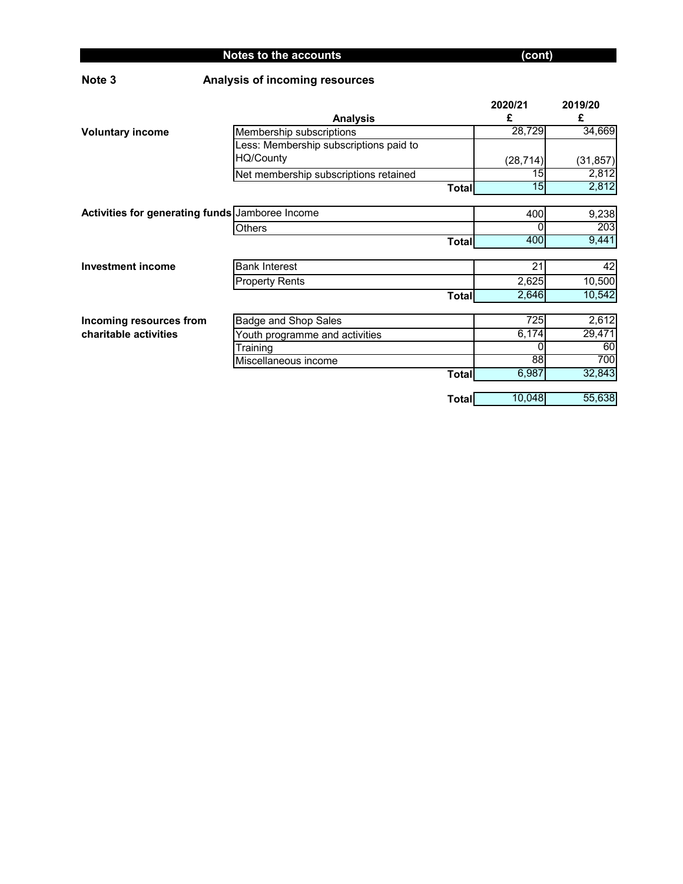**Notes to the accounts (cont)**

**Note 3** **Analysis of incoming resources**

| | Analysis | 2020/21 £ | 2019/20 £ |
|---|---|---|---|
| **Voluntary income** | Membership subscriptions | 28,729 | 34,669 |
| | Less: Membership subscriptions paid to HQ/County | (28,714) | (31,857) |
| | Net membership subscriptions retained | 15 | 2,812 |
| | **Total** | 15 | 2,812 |
| **Activities for generating funds** | Jamboree Income | 400 | 9,238 |
| | Others | 0 | 203 |
| | **Total** | 400 | 9,441 |
| **Investment income** | Bank Interest | 21 | 42 |
| | Property Rents | 2,625 | 10,500 |
| | **Total** | 2,646 | 10,542 |
| **Incoming resources from charitable activities** | Badge and Shop Sales | 725 | 2,612 |
| | Youth programme and activities | 6,174 | 29,471 |
| | Training | 0 | 60 |
| | Miscellaneous income | 88 | 700 |
| | **Total** | 6,987 | 32,843 |
| | **Total** | 10,048 | 55,638 |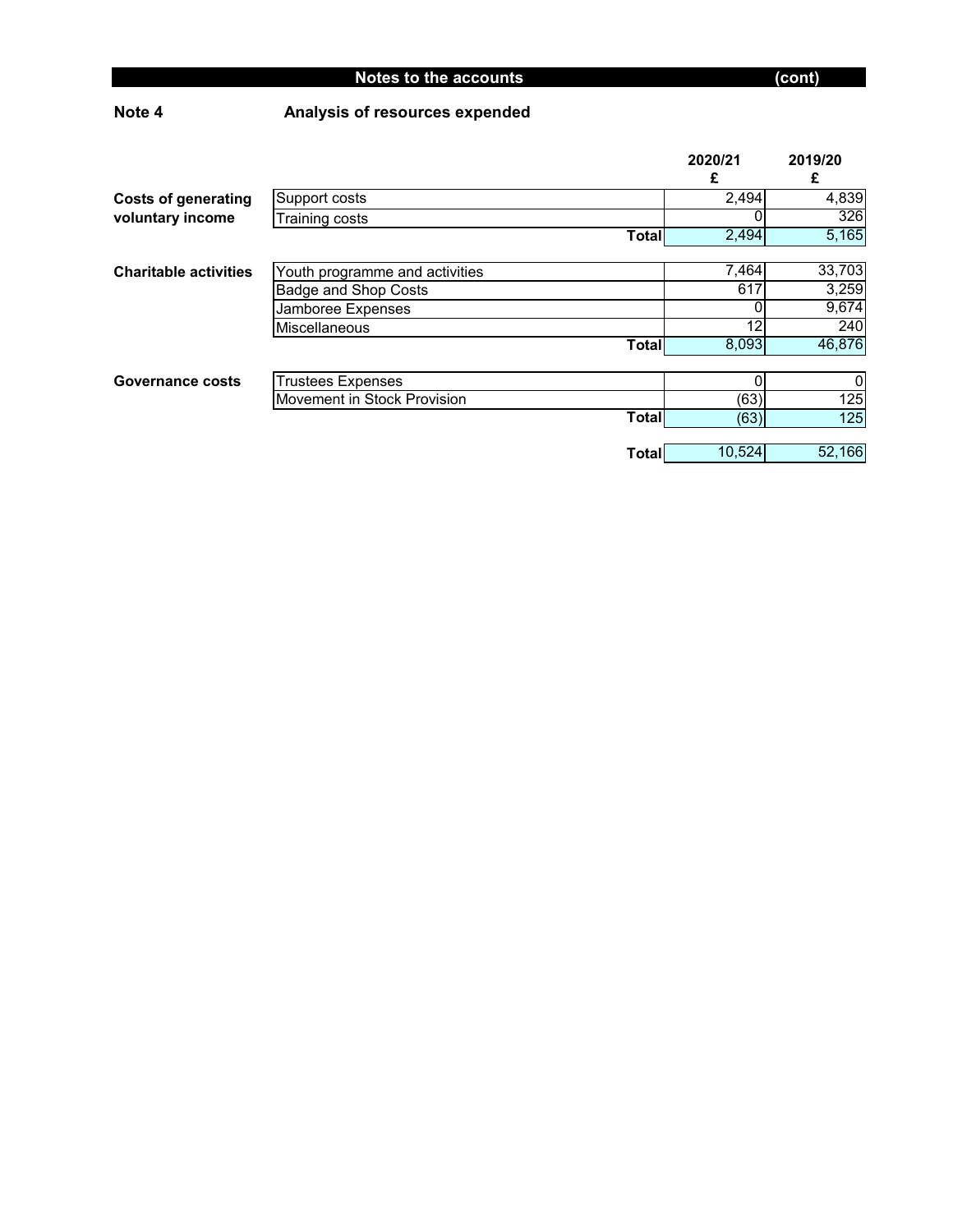## Notes to the accounts (cont)

### Note 4 Analysis of resources expended

| | | 2020/21 £ | 2019/20 £ |
|---|---|---|---|
| **Costs of generating voluntary income** | Support costs | 2,494 | 4,839 |
| | Training costs | 0 | 326 |
| | **Total** | 2,494 | 5,165 |
| **Charitable activities** | Youth programme and activities | 7,464 | 33,703 |
| | Badge and Shop Costs | 617 | 3,259 |
| | Jamboree Expenses | 0 | 9,674 |
| | Miscellaneous | 12 | 240 |
| | **Total** | 8,093 | 46,876 |
| **Governance costs** | Trustees Expenses | 0 | 0 |
| | Movement in Stock Provision | (63) | 125 |
| | **Total** | (63) | 125 |
| | **Total** | 10,524 | 52,166 |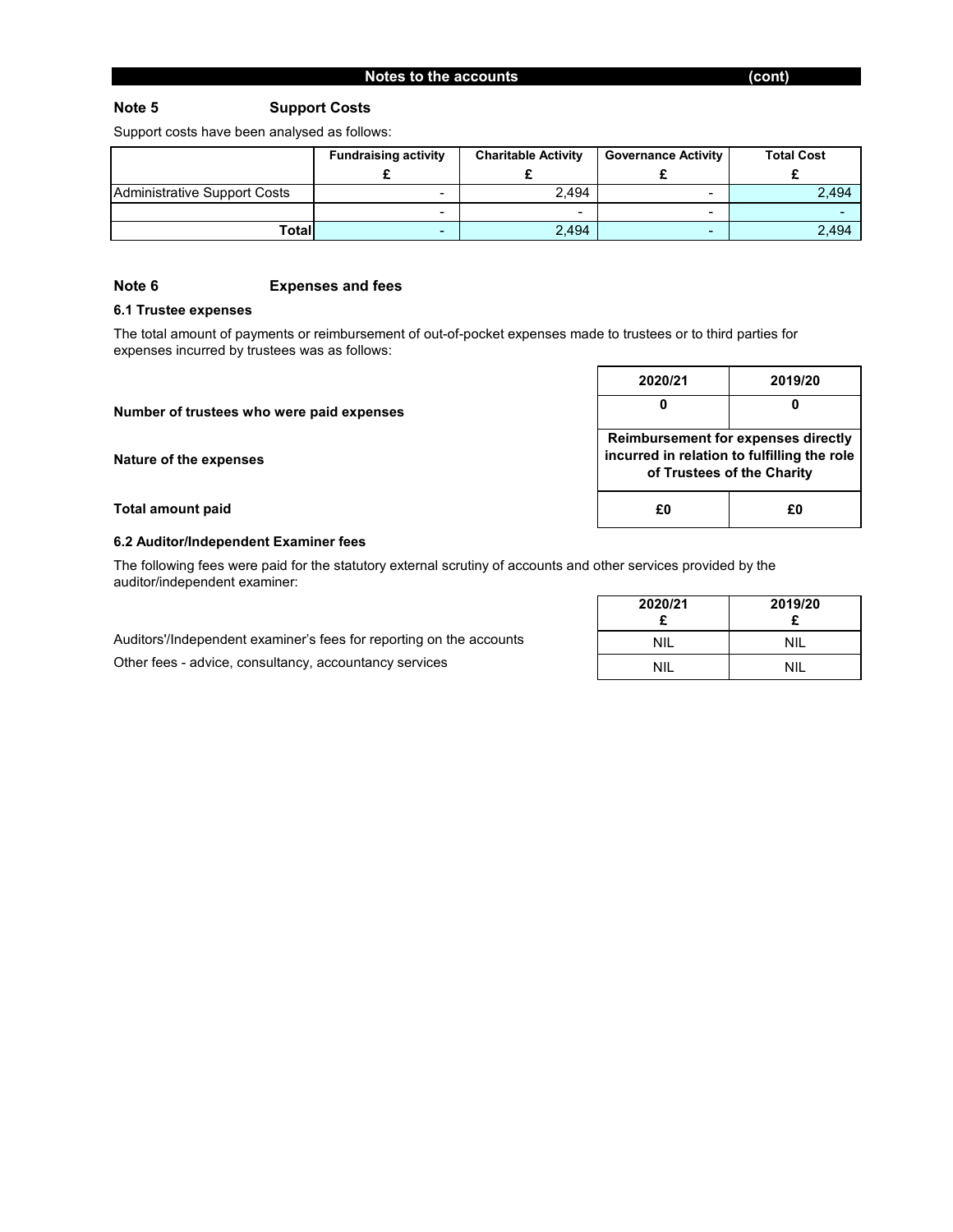## Notes to the accounts (cont)

### Note 5 Support Costs

Support costs have been analysed as follows:

| | Fundraising activity | Charitable Activity | Governance Activity | Total Cost |
|---|---|---|---|---|
| | £ | £ | £ | £ |
| Administrative Support Costs | - | 2,494 | - | 2,494 |
| | - | - | - | - |
| **Total** | - | 2,494 | - | 2,494 |

### Note 6 Expenses and fees

#### 6.1 Trustee expenses

The total amount of payments or reimbursement of out-of-pocket expenses made to trustees or to third parties for expenses incurred by trustees was as follows:

| | 2020/21 | 2019/20 |
|---|---|---|
| **Number of trustees who were paid expenses** | 0 | 0 |
| **Nature of the expenses** | Reimbursement for expenses directly incurred in relation to fulfilling the role of Trustees of the Charity | |
| **Total amount paid** | £0 | £0 |

#### 6.2 Auditor/Independent Examiner fees

The following fees were paid for the statutory external scrutiny of accounts and other services provided by the auditor/independent examiner:

| | 2020/21 £ | 2019/20 £ |
|---|---|---|
| Auditors'/Independent examiner's fees for reporting on the accounts | NIL | NIL |
| Other fees - advice, consultancy, accountancy services | NIL | NIL |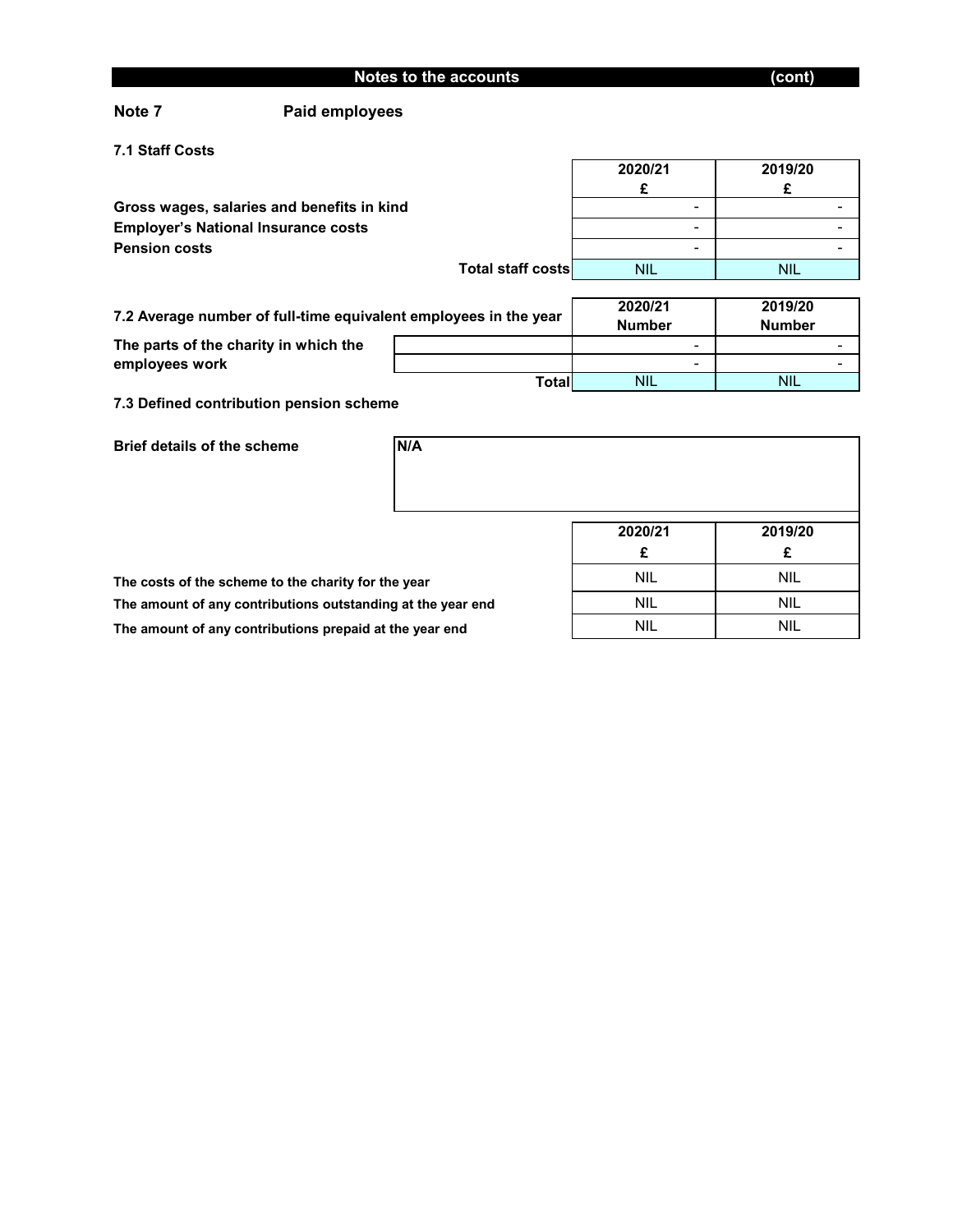## Notes to the accounts (cont)

### Note 7 Paid employees

**7.1 Staff Costs**

| | 2020/21<br>£ | 2019/20<br>£ |
|---|---|---|
| **Gross wages, salaries and benefits in kind** | - | - |
| **Employer's National Insurance costs** | - | - |
| **Pension costs** | - | - |
| **Total staff costs** | NIL | NIL |

**7.2 Average number of full-time equivalent employees in the year**

| | | 2020/21<br>Number | 2019/20<br>Number |
|---|---|---|---|
| **The parts of the charity in which the employees work** | | - | - |
| | | - | - |
| | **Total** | NIL | NIL |

**7.3 Defined contribution pension scheme**

**Brief details of the scheme** **N/A**

| | 2020/21<br>£ | 2019/20<br>£ |
|---|---|---|
| **The costs of the scheme to the charity for the year** | NIL | NIL |
| **The amount of any contributions outstanding at the year end** | NIL | NIL |
| **The amount of any contributions prepaid at the year end** | NIL | NIL |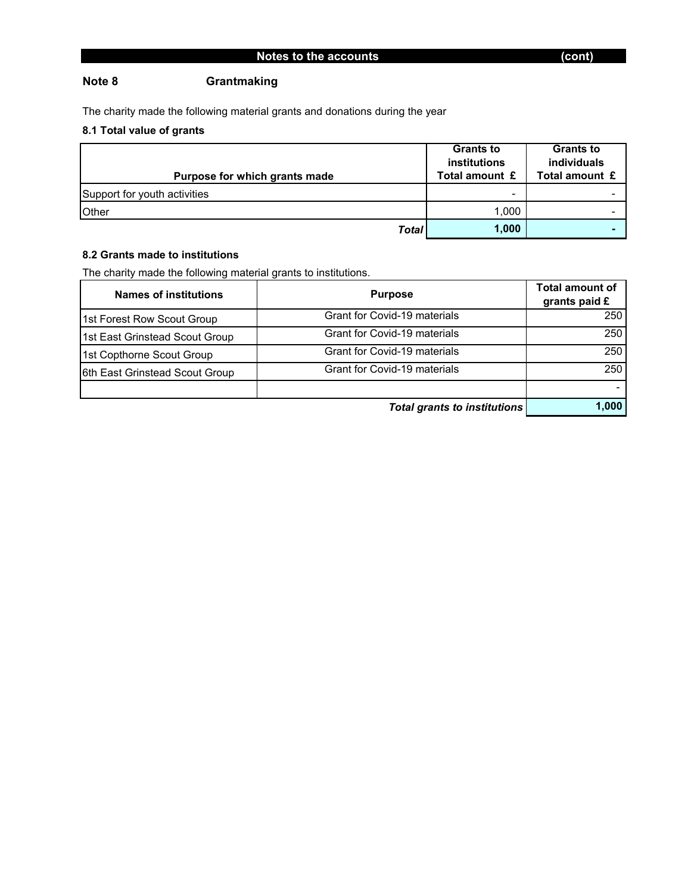## Notes to the accounts (cont)

### Note 8 Grantmaking

The charity made the following material grants and donations during the year

#### 8.1 Total value of grants

| Purpose for which grants made | Grants to institutions Total amount £ | Grants to individuals Total amount £ |
|---|---|---|
| Support for youth activities | - | - |
| Other | 1,000 | - |
| ***Total*** | **1,000** | **-** |

#### 8.2 Grants made to institutions

The charity made the following material grants to institutions.

| Names of institutions | Purpose | Total amount of grants paid £ |
|---|---|---|
| 1st Forest Row Scout Group | Grant for Covid-19 materials | 250 |
| 1st East Grinstead Scout Group | Grant for Covid-19 materials | 250 |
| 1st Copthorne Scout Group | Grant for Covid-19 materials | 250 |
| 6th East Grinstead Scout Group | Grant for Covid-19 materials | 250 |
| | | - |
| | ***Total grants to institutions*** | **1,000** |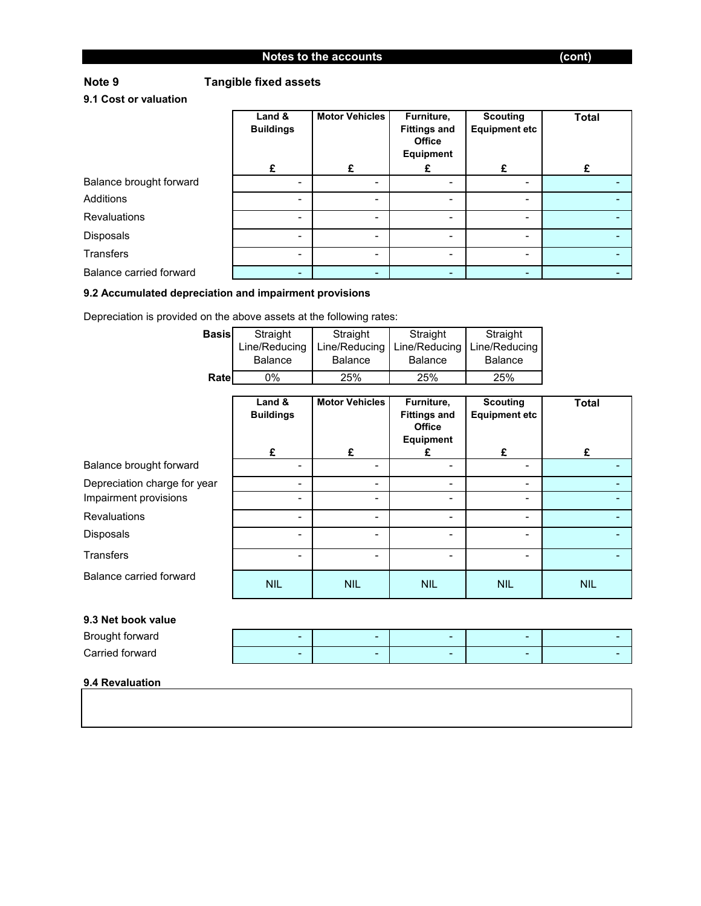## Notes to the accounts (cont)

### Note 9 Tangible fixed assets

**9.1 Cost or valuation**

| | Land & Buildings | Motor Vehicles | Furniture, Fittings and Office Equipment | Scouting Equipment etc | Total |
|---|---|---|---|---|---|
| | £ | £ | £ | £ | £ |
| Balance brought forward | - | - | - | - | - |
| Additions | - | - | - | - | - |
| Revaluations | - | - | - | - | - |
| Disposals | - | - | - | - | - |
| Transfers | - | - | - | - | - |
| Balance carried forward | - | - | - | - | - |

**9.2 Accumulated depreciation and impairment provisions**

Depreciation is provided on the above assets at the following rates:

| | Land & Buildings | Motor Vehicles | Furniture, Fittings and Office Equipment | Scouting Equipment etc |
|---|---|---|---|---|
| **Basis** | Straight Line/Reducing Balance | Straight Line/Reducing Balance | Straight Line/Reducing Balance | Straight Line/Reducing Balance |
| **Rate** | 0% | 25% | 25% | 25% |

| | Land & Buildings | Motor Vehicles | Furniture, Fittings and Office Equipment | Scouting Equipment etc | Total |
|---|---|---|---|---|---|
| | £ | £ | £ | £ | £ |
| Balance brought forward | - | - | - | - | - |
| Depreciation charge for year | - | - | - | - | - |
| Impairment provisions | - | - | - | - | - |
| Revaluations | - | - | - | - | - |
| Disposals | - | - | - | - | - |
| Transfers | - | - | - | - | - |
| Balance carried forward | NIL | NIL | NIL | NIL | NIL |

**9.3 Net book value**

| | Land & Buildings | Motor Vehicles | Furniture, Fittings and Office Equipment | Scouting Equipment etc | Total |
|---|---|---|---|---|---|
| Brought forward | - | - | - | - | - |
| Carried forward | - | - | - | - | - |

**9.4 Revaluation**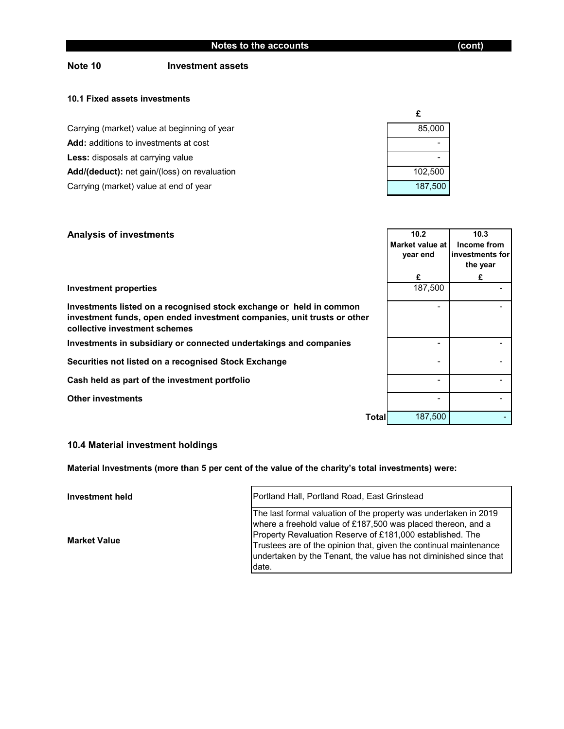## Notes to the accounts (cont)

### Note 10 Investment assets

**10.1 Fixed assets investments**

| | £ |
|---|---|
| Carrying (market) value at beginning of year | 85,000 |
| **Add:** additions to investments at cost | - |
| **Less:** disposals at carrying value | - |
| **Add/(deduct):** net gain/(loss) on revaluation | 102,500 |
| Carrying (market) value at end of year | 187,500 |

**Analysis of investments**

| | 10.2 Market value at year end £ | 10.3 Income from investments for the year £ |
|---|---|---|
| **Investment properties** | 187,500 | - |
| **Investments listed on a recognised stock exchange or held in common investment funds, open ended investment companies, unit trusts or other collective investment schemes** | - | - |
| **Investments in subsidiary or connected undertakings and companies** | - | - |
| **Securities not listed on a recognised Stock Exchange** | - | - |
| **Cash held as part of the investment portfolio** | - | - |
| **Other investments** | - | - |
| **Total** | 187,500 | - |

### 10.4 Material investment holdings

**Material Investments (more than 5 per cent of the value of the charity's total investments) were:**

| | |
|---|---|
| **Investment held** | Portland Hall, Portland Road, East Grinstead |
| **Market Value** | The last formal valuation of the property was undertaken in 2019 where a freehold value of £187,500 was placed thereon, and a Property Revaluation Reserve of £181,000 established. The Trustees are of the opinion that, given the continual maintenance undertaken by the Tenant, the value has not diminished since that date. |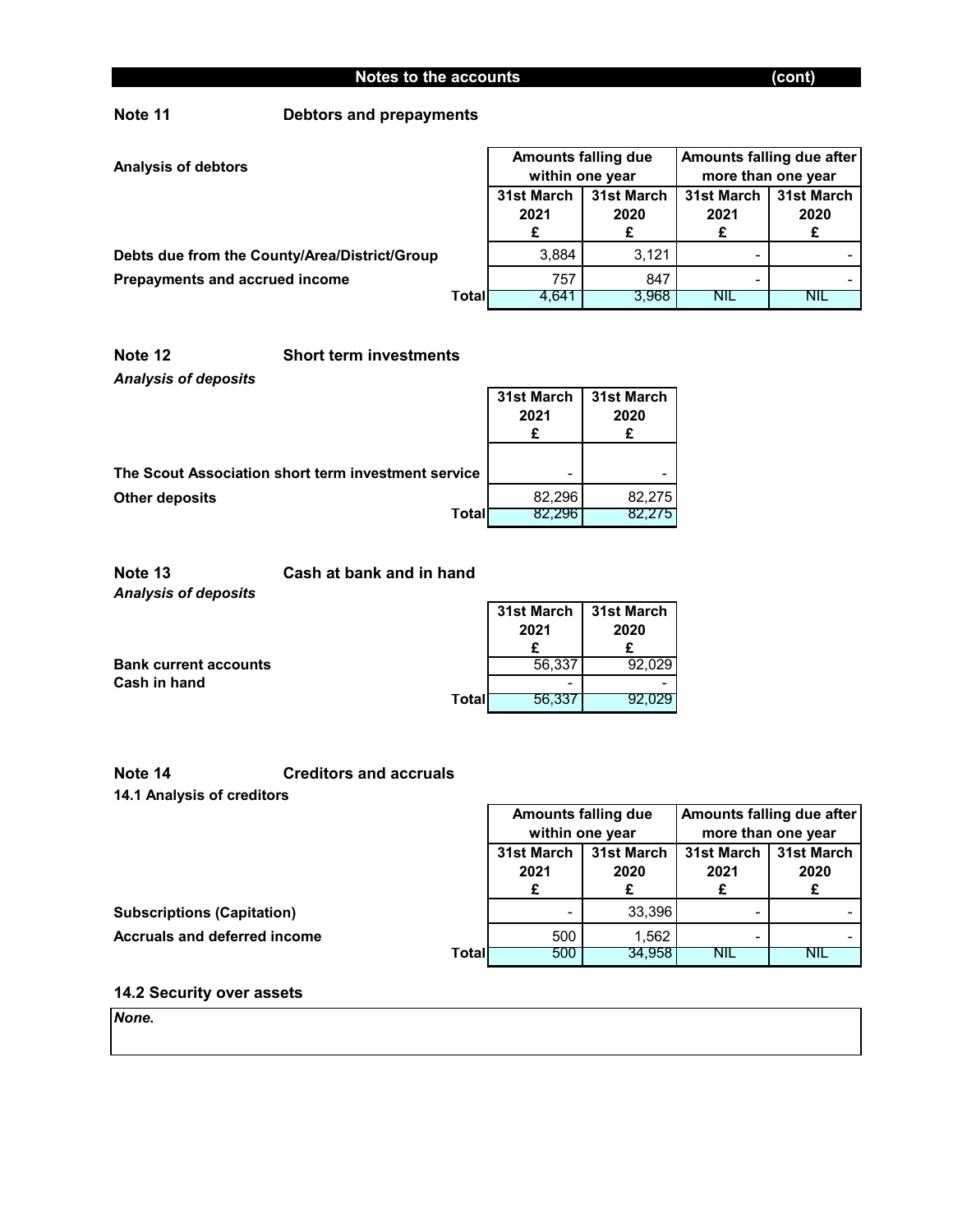## Notes to the accounts (cont)

### Note 11 Debtors and prepayments

| Analysis of debtors | Amounts falling due within one year | | Amounts falling due after more than one year | |
|---|---|---|---|---|
| | 31st March 2021 £ | 31st March 2020 £ | 31st March 2021 £ | 31st March 2020 £ |
| **Debts due from the County/Area/District/Group** | 3,884 | 3,121 | - | - |
| **Prepayments and accrued income** | 757 | 847 | - | - |
| **Total** | 4,641 | 3,968 | NIL | NIL |

### Note 12 Short term investments

***Analysis of deposits***

| | 31st March 2021 £ | 31st March 2020 £ |
|---|---|---|
| **The Scout Association short term investment service** | - | - |
| **Other deposits** | 82,296 | 82,275 |
| **Total** | 82,296 | 82,275 |

### Note 13 Cash at bank and in hand

***Analysis of deposits***

| | 31st March 2021 £ | 31st March 2020 £ |
|---|---|---|
| **Bank current accounts** | 56,337 | 92,029 |
| **Cash in hand** | - | - |
| **Total** | 56,337 | 92,029 |

### Note 14 Creditors and accruals

**14.1 Analysis of creditors**

| | Amounts falling due within one year | | Amounts falling due after more than one year | |
|---|---|---|---|---|
| | 31st March 2021 £ | 31st March 2020 £ | 31st March 2021 £ | 31st March 2020 £ |
| **Subscriptions (Capitation)** | - | 33,396 | - | - |
| **Accruals and deferred income** | 500 | 1,562 | - | - |
| **Total** | 500 | 34,958 | NIL | NIL |

**14.2 Security over assets**

*None.*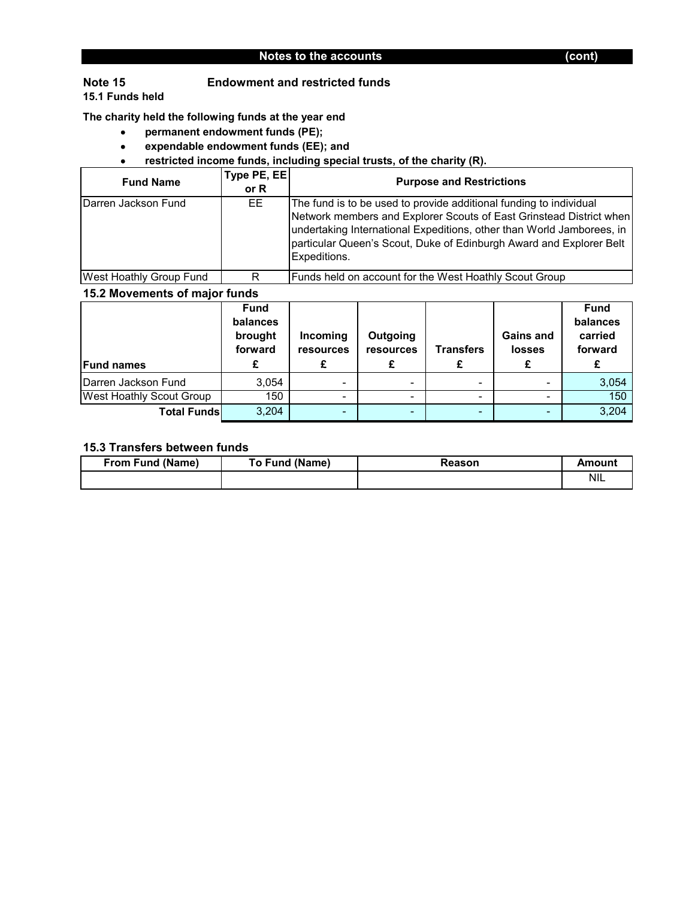**Notes to the accounts (cont)**

## Note 15 Endowment and restricted funds

### 15.1 Funds held

**The charity held the following funds at the year end**

- **permanent endowment funds (PE);**
- **expendable endowment funds (EE); and**
- **restricted income funds, including special trusts, of the charity (R).**

| Fund Name | Type PE, EE or R | Purpose and Restrictions |
|---|---|---|
| Darren Jackson Fund | EE | The fund is to be used to provide additional funding to individual Network members and Explorer Scouts of East Grinstead District when undertaking International Expeditions, other than World Jamborees, in particular Queen's Scout, Duke of Edinburgh Award and Explorer Belt Expeditions. |
| West Hoathly Group Fund | R | Funds held on account for the West Hoathly Scout Group |

### 15.2 Movements of major funds

| Fund names | Fund balances brought forward £ | Incoming resources £ | Outgoing resources £ | Transfers £ | Gains and losses £ | Fund balances carried forward £ |
|---|---|---|---|---|---|---|
| Darren Jackson Fund | 3,054 | - | - | - | - | 3,054 |
| West Hoathly Scout Group | 150 | - | - | - | - | 150 |
| **Total Funds** | 3,204 | - | - | - | - | 3,204 |

### 15.3 Transfers between funds

| From Fund (Name) | To Fund (Name) | Reason | Amount |
|---|---|---|---|
| | | | NIL |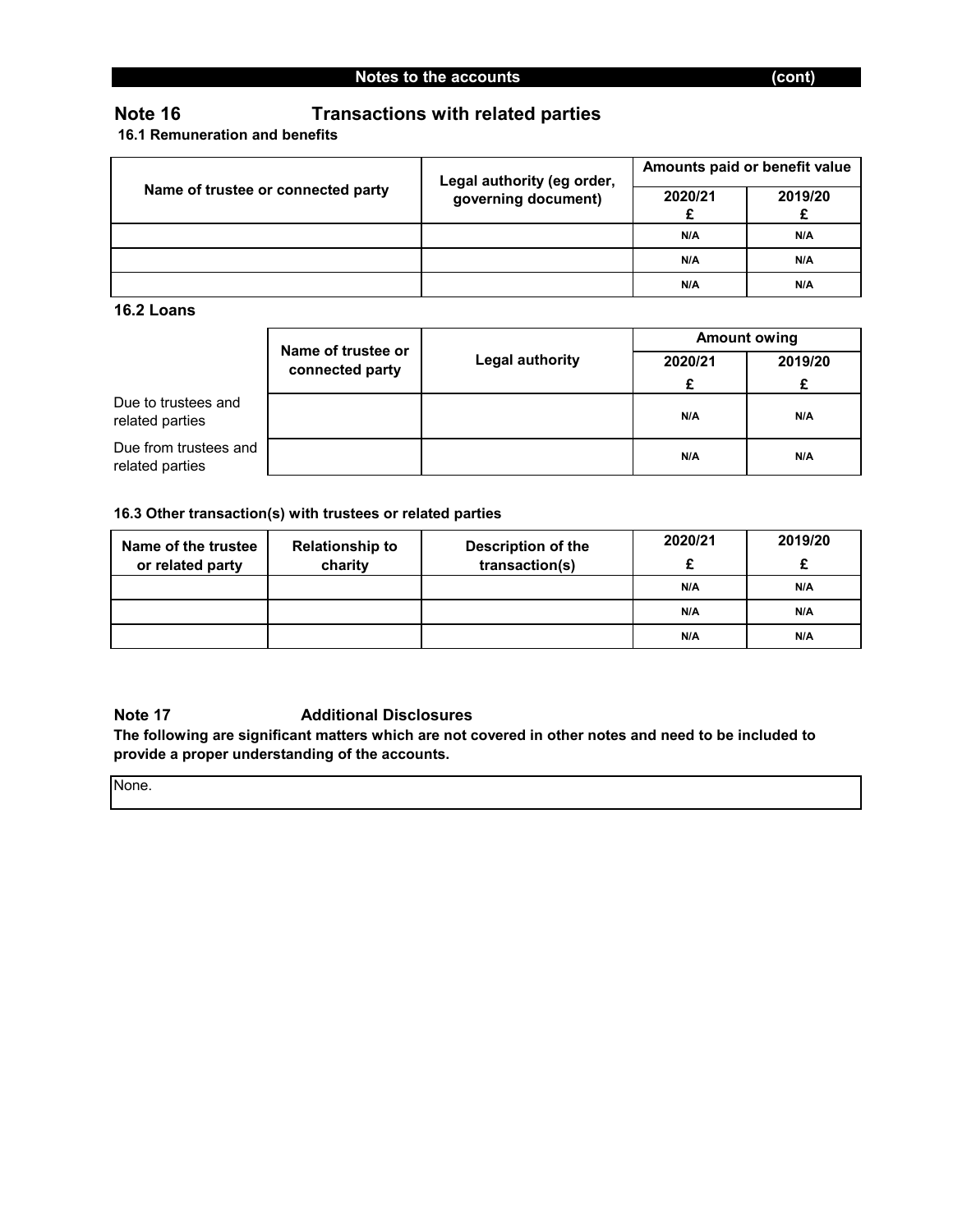**Notes to the accounts (cont)**

## Note 16 Transactions with related parties

### 16.1 Remuneration and benefits

| Name of trustee or connected party | Legal authority (eg order, governing document) | Amounts paid or benefit value | |
|---|---|---|---|
| | | 2020/21 £ | 2019/20 £ |
| | | N/A | N/A |
| | | N/A | N/A |
| | | N/A | N/A |

### 16.2 Loans

| | Name of trustee or connected party | Legal authority | Amount owing | |
|---|---|---|---|---|
| | | | 2020/21 £ | 2019/20 £ |
| Due to trustees and related parties | | | N/A | N/A |
| Due from trustees and related parties | | | N/A | N/A |

### 16.3 Other transaction(s) with trustees or related parties

| Name of the trustee or related party | Relationship to charity | Description of the transaction(s) | 2020/21 £ | 2019/20 £ |
|---|---|---|---|---|
| | | | N/A | N/A |
| | | | N/A | N/A |
| | | | N/A | N/A |

## Note 17 Additional Disclosures

**The following are significant matters which are not covered in other notes and need to be included to provide a proper understanding of the accounts.**

None.